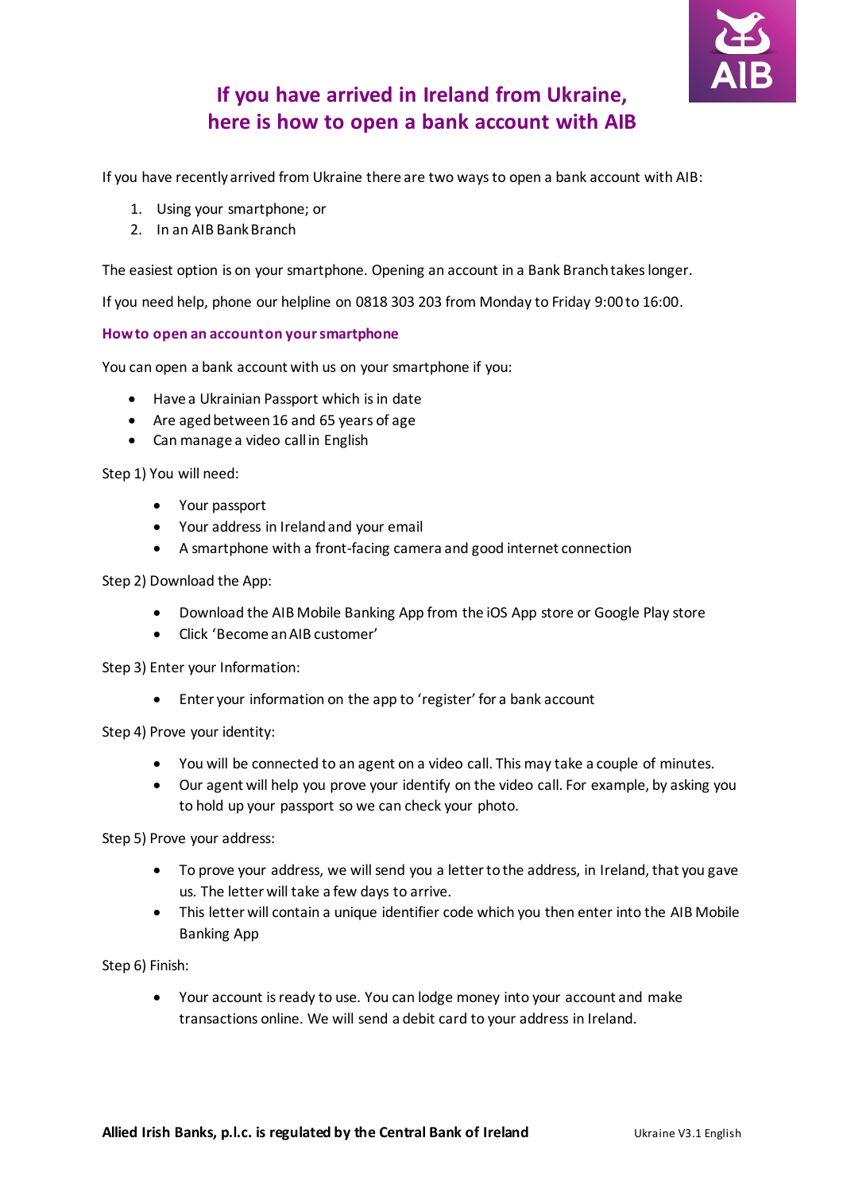# If you have arrived in Ireland from Ukraine, here is how to open a bank account with AIB

If you have recently arrived from Ukraine there are two ways to open a bank account with AIB:

1. Using your smartphone; or
2. In an AIB Bank Branch

The easiest option is on your smartphone. Opening an account in a Bank Branch takes longer.

If you need help, phone our helpline on 0818 303 203 from Monday to Friday 9:00 to 16:00.

## How to open an account on your smartphone

You can open a bank account with us on your smartphone if you:

- Have a Ukrainian Passport which is in date
- Are aged between 16 and 65 years of age
- Can manage a video call in English

Step 1) You will need:

- Your passport
- Your address in Ireland and your email
- A smartphone with a front-facing camera and good internet connection

Step 2) Download the App:

- Download the AIB Mobile Banking App from the iOS App store or Google Play store
- Click 'Become an AIB customer'

Step 3) Enter your Information:

- Enter your information on the app to 'register' for a bank account

Step 4) Prove your identity:

- You will be connected to an agent on a video call. This may take a couple of minutes.
- Our agent will help you prove your identify on the video call. For example, by asking you to hold up your passport so we can check your photo.

Step 5) Prove your address:

- To prove your address, we will send you a letter to the address, in Ireland, that you gave us. The letter will take a few days to arrive.
- This letter will contain a unique identifier code which you then enter into the AIB Mobile Banking App

Step 6) Finish:

- Your account is ready to use. You can lodge money into your account and make transactions online. We will send a debit card to your address in Ireland.

**Allied Irish Banks, p.l.c. is regulated by the Central Bank of Ireland**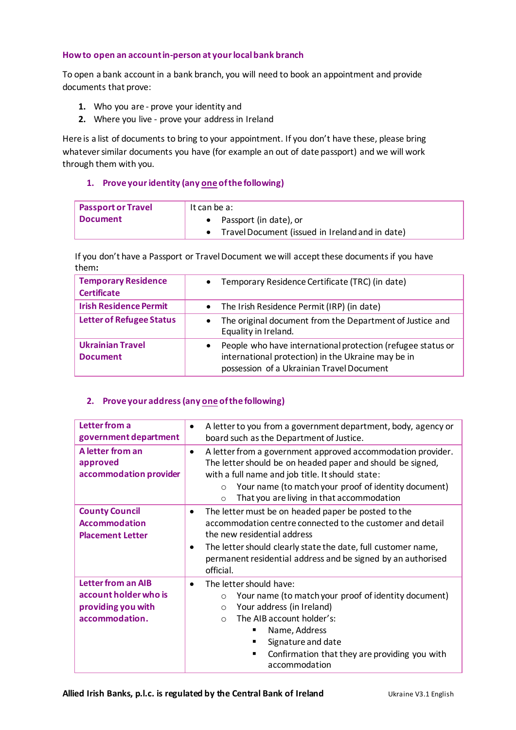### How to open an account in-person at your local bank branch

To open a bank account in a bank branch, you will need to book an appointment and provide documents that prove:

1. Who you are - prove your identity and
2. Where you live - prove your address in Ireland

Here is a list of documents to bring to your appointment. If you don't have these, please bring whatever similar documents you have (for example an out of date passport) and we will work through them with you.

#### 1. Prove your identity (any one of the following)

| **Passport or Travel Document** | It can be a:<br>• Passport (in date), or<br>• Travel Document (issued in Ireland and in date) |
|---|---|

If you don't have a Passport or Travel Document we will accept these documents if you have them:

| **Temporary Residence Certificate** | • Temporary Residence Certificate (TRC) (in date) |
|---|---|
| **Irish Residence Permit** | • The Irish Residence Permit (IRP) (in date) |
| **Letter of Refugee Status** | • The original document from the Department of Justice and Equality in Ireland. |
| **Ukrainian Travel Document** | • People who have international protection (refugee status or international protection) in the Ukraine may be in possession of a Ukrainian Travel Document |

#### 2. Prove your address (any one of the following)

| **Letter from a government department** | • A letter to you from a government department, body, agency or board such as the Department of Justice. |
|---|---|
| **A letter from an approved accommodation provider** | • A letter from a government approved accommodation provider. The letter should be on headed paper and should be signed, with a full name and job title. It should state:<br>  ○ Your name (to match your proof of identity document)<br>  ○ That you are living in that accommodation |
| **County Council Accommodation Placement Letter** | • The letter must be on headed paper be posted to the accommodation centre connected to the customer and detail the new residential address<br>• The letter should clearly state the date, full customer name, permanent residential address and be signed by an authorised official. |
| **Letter from an AIB account holder who is providing you with accommodation.** | • The letter should have:<br>  ○ Your name (to match your proof of identity document)<br>  ○ Your address (in Ireland)<br>  ○ The AIB account holder's:<br>    ▪ Name, Address<br>    ▪ Signature and date<br>    ▪ Confirmation that they are providing you with accommodation |

**Allied Irish Banks, p.l.c. is regulated by the Central Bank of Ireland** Ukraine V3.1 English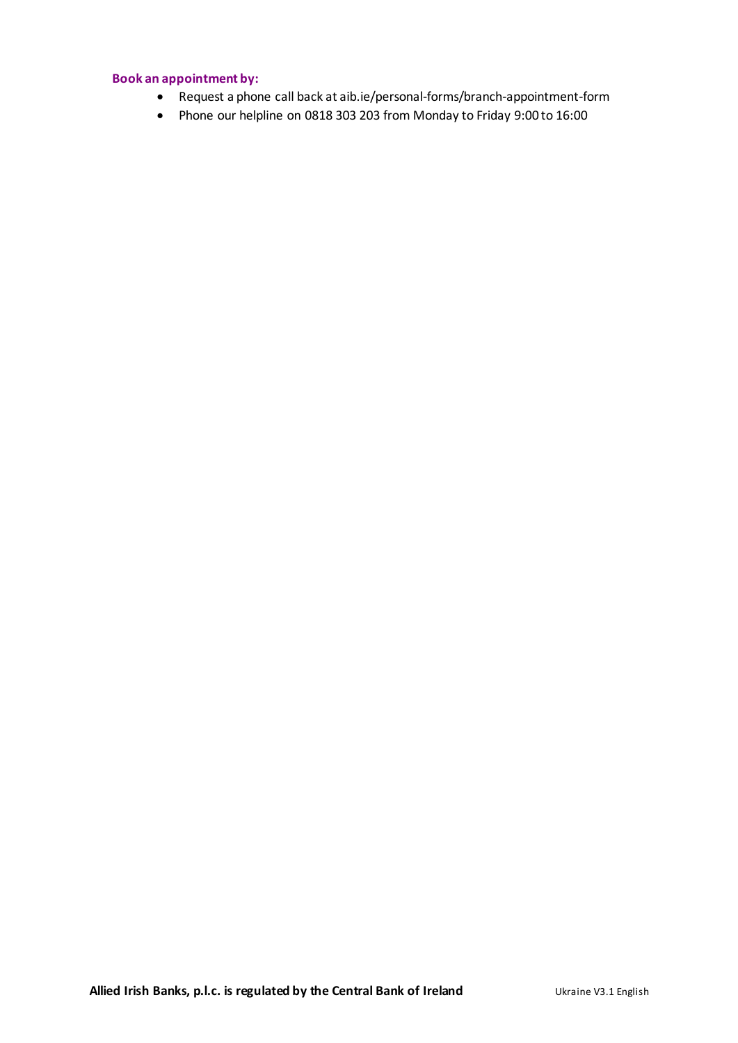**Book an appointment by:**

- Request a phone call back at aib.ie/personal-forms/branch-appointment-form
- Phone our helpline on 0818 303 203 from Monday to Friday 9:00 to 16:00

**Allied Irish Banks, p.l.c. is regulated by the Central Bank of Ireland**

Ukraine V3.1 English